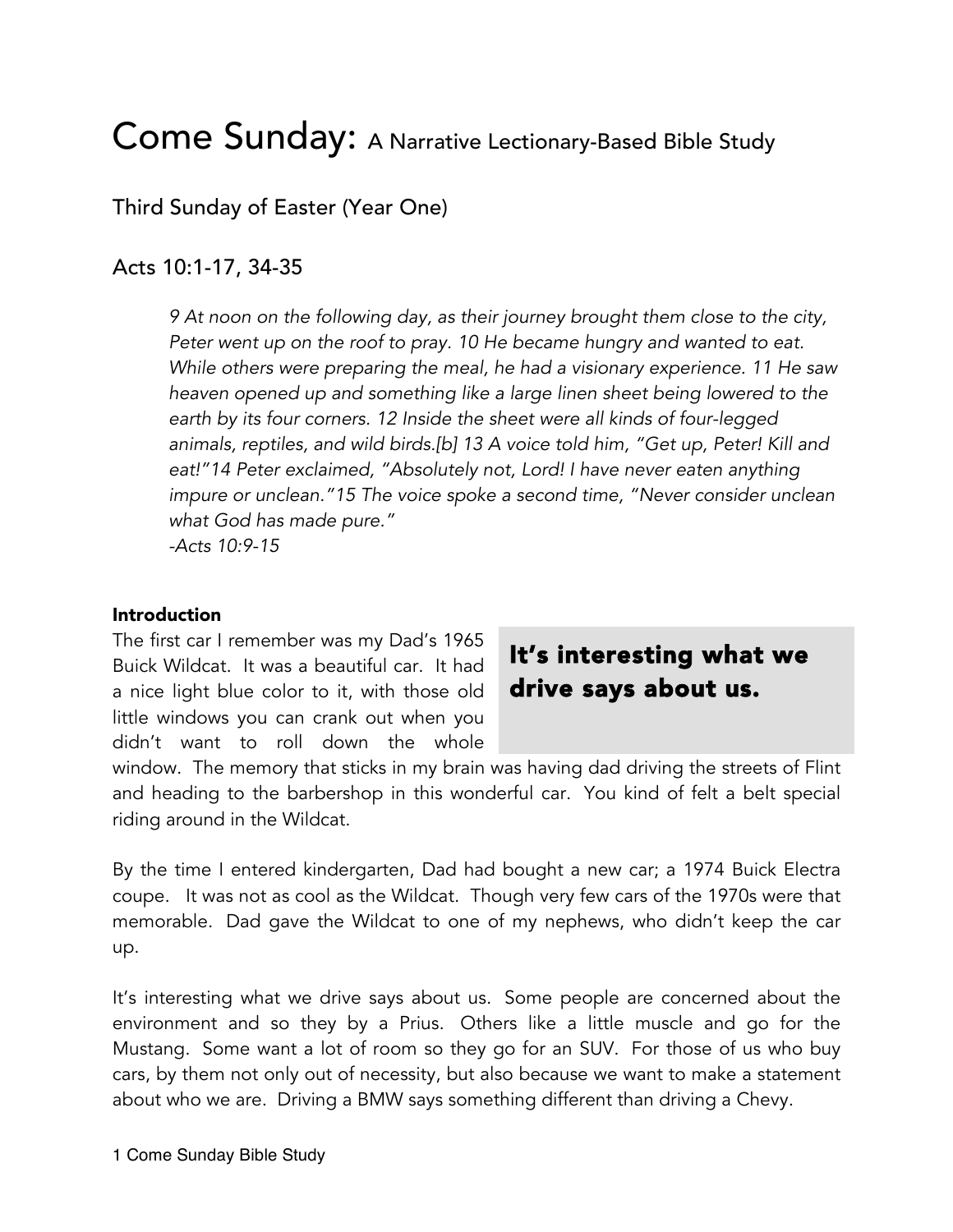# Come Sunday: A Narrative Lectionary-Based Bible Study

## Third Sunday of Easter (Year One)

## Acts 10:1-17, 34-35

> *9 At noon on the following day, as their journey brought them close to the city, Peter went up on the roof to pray. 10 He became hungry and wanted to eat. While others were preparing the meal, he had a visionary experience. 11 He saw heaven opened up and something like a large linen sheet being lowered to the earth by its four corners. 12 Inside the sheet were all kinds of four-legged animals, reptiles, and wild birds.[b] 13 A voice told him, "Get up, Peter! Kill and eat!"14 Peter exclaimed, "Absolutely not, Lord! I have never eaten anything impure or unclean."15 The voice spoke a second time, "Never consider unclean what God has made pure."*
> *-Acts 10:9-15*

**Introduction**

The first car I remember was my Dad's 1965 Buick Wildcat. It was a beautiful car. It had a nice light blue color to it, with those old little windows you can crank out when you didn't want to roll down the whole window. The memory that sticks in my brain was having dad driving the streets of Flint and heading to the barbershop in this wonderful car. You kind of felt a belt special riding around in the Wildcat.

> **It's interesting what we drive says about us.**

By the time I entered kindergarten, Dad had bought a new car; a 1974 Buick Electra coupe. It was not as cool as the Wildcat. Though very few cars of the 1970s were that memorable. Dad gave the Wildcat to one of my nephews, who didn't keep the car up.

It's interesting what we drive says about us. Some people are concerned about the environment and so they by a Prius. Others like a little muscle and go for the Mustang. Some want a lot of room so they go for an SUV. For those of us who buy cars, by them not only out of necessity, but also because we want to make a statement about who we are. Driving a BMW says something different than driving a Chevy.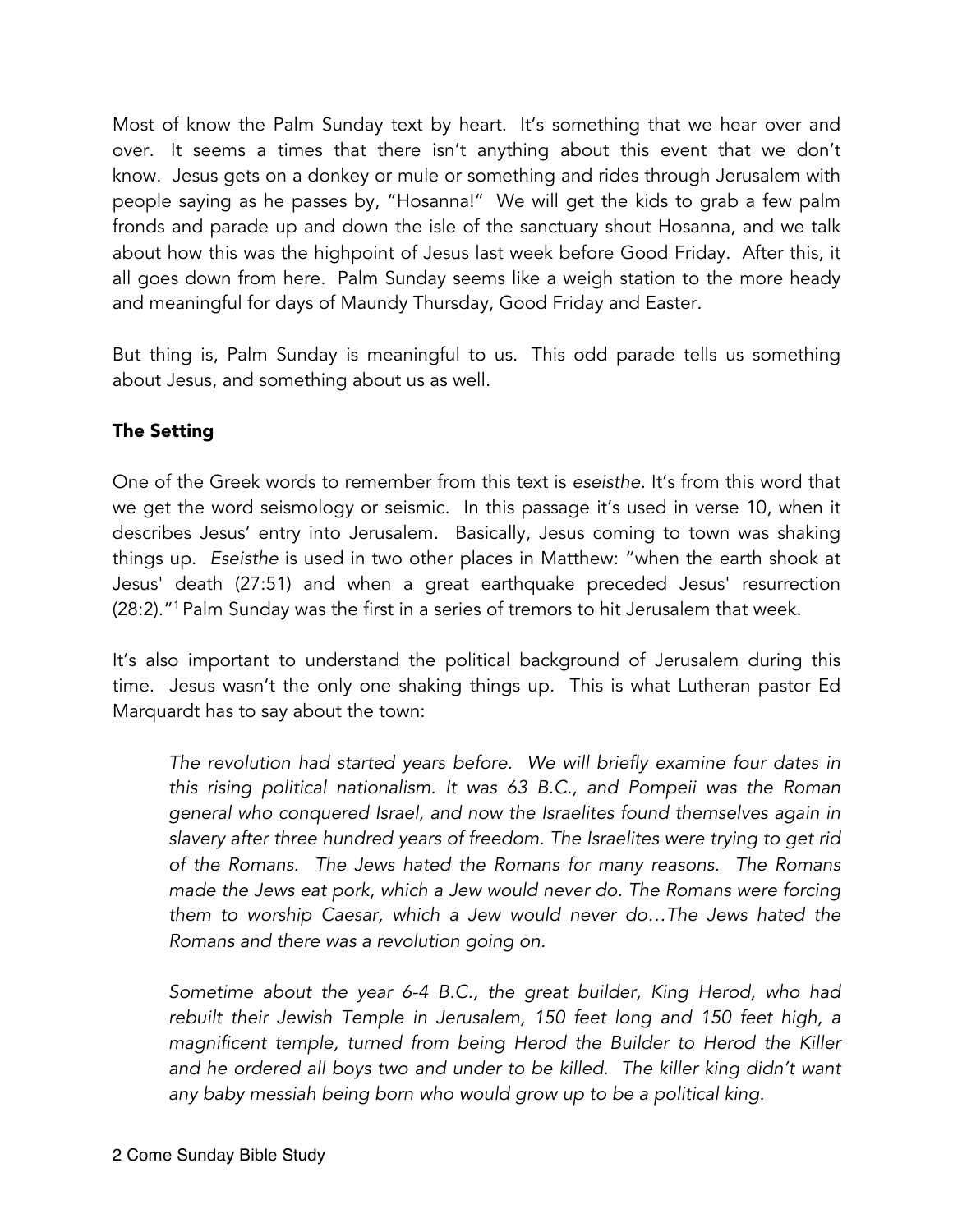Most of know the Palm Sunday text by heart. It's something that we hear over and over. It seems a times that there isn't anything about this event that we don't know. Jesus gets on a donkey or mule or something and rides through Jerusalem with people saying as he passes by, "Hosanna!" We will get the kids to grab a few palm fronds and parade up and down the isle of the sanctuary shout Hosanna, and we talk about how this was the highpoint of Jesus last week before Good Friday. After this, it all goes down from here. Palm Sunday seems like a weigh station to the more heady and meaningful for days of Maundy Thursday, Good Friday and Easter.

But thing is, Palm Sunday is meaningful to us. This odd parade tells us something about Jesus, and something about us as well.

### The Setting

One of the Greek words to remember from this text is *eseisthe*. It's from this word that we get the word seismology or seismic. In this passage it's used in verse 10, when it describes Jesus' entry into Jerusalem. Basically, Jesus coming to town was shaking things up. *Eseisthe* is used in two other places in Matthew: "when the earth shook at Jesus' death (27:51) and when a great earthquake preceded Jesus' resurrection (28:2)."[1] Palm Sunday was the first in a series of tremors to hit Jerusalem that week.

It's also important to understand the political background of Jerusalem during this time. Jesus wasn't the only one shaking things up. This is what Lutheran pastor Ed Marquardt has to say about the town:

> *The revolution had started years before. We will briefly examine four dates in this rising political nationalism. It was 63 B.C., and Pompeii was the Roman general who conquered Israel, and now the Israelites found themselves again in slavery after three hundred years of freedom. The Israelites were trying to get rid of the Romans. The Jews hated the Romans for many reasons. The Romans made the Jews eat pork, which a Jew would never do. The Romans were forcing them to worship Caesar, which a Jew would never do…The Jews hated the Romans and there was a revolution going on.*
>
> *Sometime about the year 6-4 B.C., the great builder, King Herod, who had rebuilt their Jewish Temple in Jerusalem, 150 feet long and 150 feet high, a magnificent temple, turned from being Herod the Builder to Herod the Killer and he ordered all boys two and under to be killed. The killer king didn't want any baby messiah being born who would grow up to be a political king.*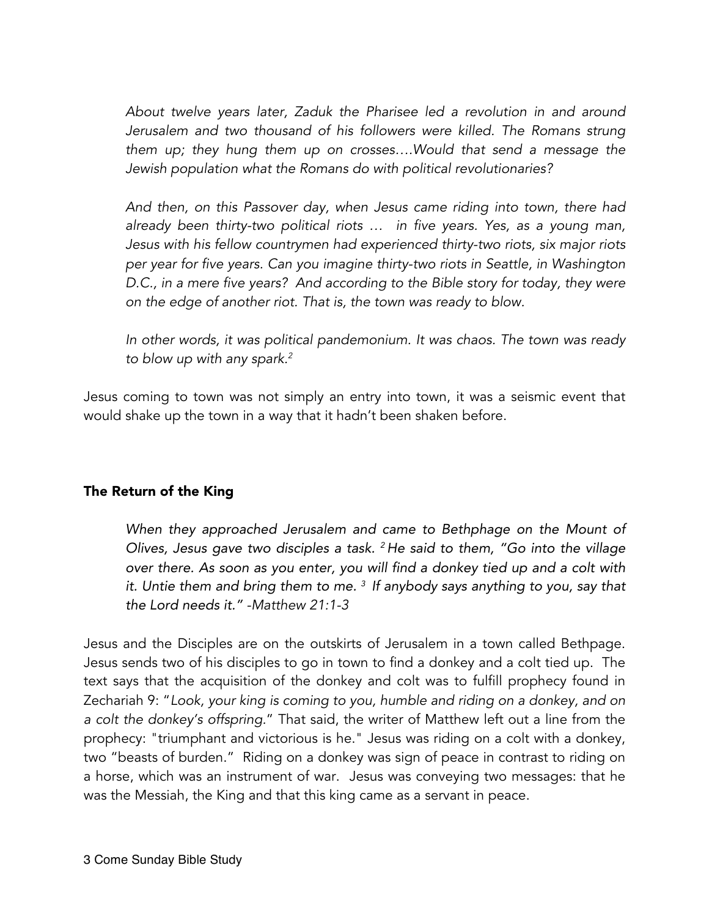*About twelve years later, Zaduk the Pharisee led a revolution in and around Jerusalem and two thousand of his followers were killed. The Romans strung them up; they hung them up on crosses….Would that send a message the Jewish population what the Romans do with political revolutionaries?*

*And then, on this Passover day, when Jesus came riding into town, there had already been thirty-two political riots … in five years. Yes, as a young man, Jesus with his fellow countrymen had experienced thirty-two riots, six major riots per year for five years. Can you imagine thirty-two riots in Seattle, in Washington D.C., in a mere five years? And according to the Bible story for today, they were on the edge of another riot. That is, the town was ready to blow.*

*In other words, it was political pandemonium. It was chaos. The town was ready to blow up with any spark.*[2]

Jesus coming to town was not simply an entry into town, it was a seismic event that would shake up the town in a way that it hadn't been shaken before.

## The Return of the King

*When they approached Jerusalem and came to Bethphage on the Mount of Olives, Jesus gave two disciples a task. [2] He said to them, "Go into the village over there. As soon as you enter, you will find a donkey tied up and a colt with it. Untie them and bring them to me. [3] If anybody says anything to you, say that the Lord needs it." -Matthew 21:1-3*

Jesus and the Disciples are on the outskirts of Jerusalem in a town called Bethpage. Jesus sends two of his disciples to go in town to find a donkey and a colt tied up. The text says that the acquisition of the donkey and colt was to fulfill prophecy found in Zechariah 9: "*Look, your king is coming to you, humble and riding on a donkey, and on a colt the donkey's offspring.*" That said, the writer of Matthew left out a line from the prophecy: "triumphant and victorious is he." Jesus was riding on a colt with a donkey, two "beasts of burden." Riding on a donkey was sign of peace in contrast to riding on a horse, which was an instrument of war. Jesus was conveying two messages: that he was the Messiah, the King and that this king came as a servant in peace.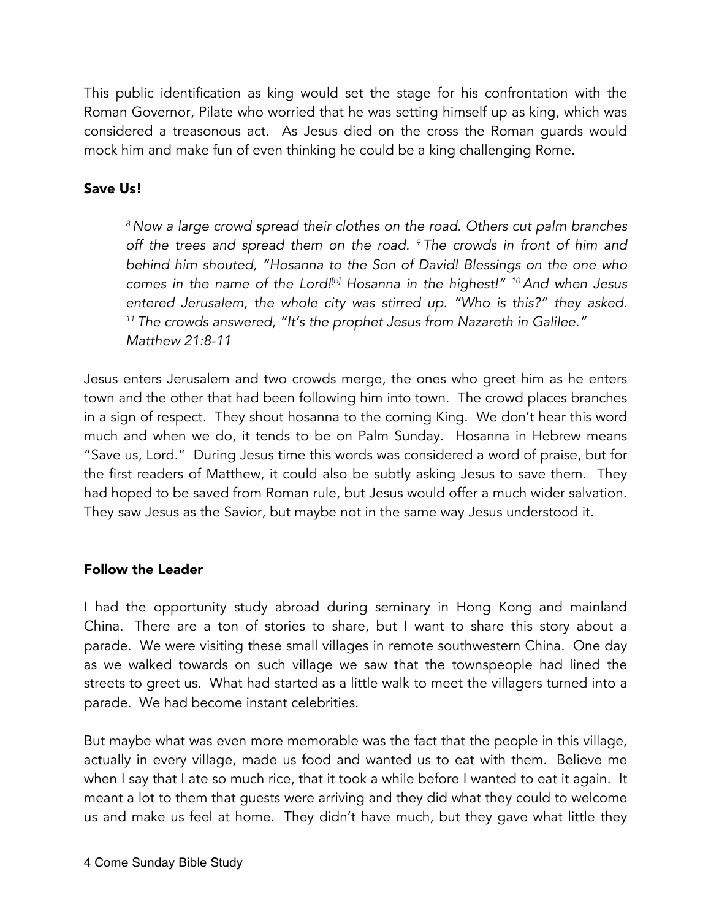This public identification as king would set the stage for his confrontation with the Roman Governor, Pilate who worried that he was setting himself up as king, which was considered a treasonous act. As Jesus died on the cross the Roman guards would mock him and make fun of even thinking he could be a king challenging Rome.

## Save Us!

> *[8] Now a large crowd spread their clothes on the road. Others cut palm branches off the trees and spread them on the road. [9] The crowds in front of him and behind him shouted, "Hosanna to the Son of David! Blessings on the one who comes in the name of the Lord![b] Hosanna in the highest!" [10] And when Jesus entered Jerusalem, the whole city was stirred up. "Who is this?" they asked. [11] The crowds answered, "It's the prophet Jesus from Nazareth in Galilee."*
> *Matthew 21:8-11*

Jesus enters Jerusalem and two crowds merge, the ones who greet him as he enters town and the other that had been following him into town. The crowd places branches in a sign of respect. They shout hosanna to the coming King. We don't hear this word much and when we do, it tends to be on Palm Sunday. Hosanna in Hebrew means "Save us, Lord." During Jesus time this words was considered a word of praise, but for the first readers of Matthew, it could also be subtly asking Jesus to save them. They had hoped to be saved from Roman rule, but Jesus would offer a much wider salvation. They saw Jesus as the Savior, but maybe not in the same way Jesus understood it.

## Follow the Leader

I had the opportunity study abroad during seminary in Hong Kong and mainland China. There are a ton of stories to share, but I want to share this story about a parade. We were visiting these small villages in remote southwestern China. One day as we walked towards on such village we saw that the townspeople had lined the streets to greet us. What had started as a little walk to meet the villagers turned into a parade. We had become instant celebrities.

But maybe what was even more memorable was the fact that the people in this village, actually in every village, made us food and wanted us to eat with them. Believe me when I say that I ate so much rice, that it took a while before I wanted to eat it again. It meant a lot to them that guests were arriving and they did what they could to welcome us and make us feel at home. They didn't have much, but they gave what little they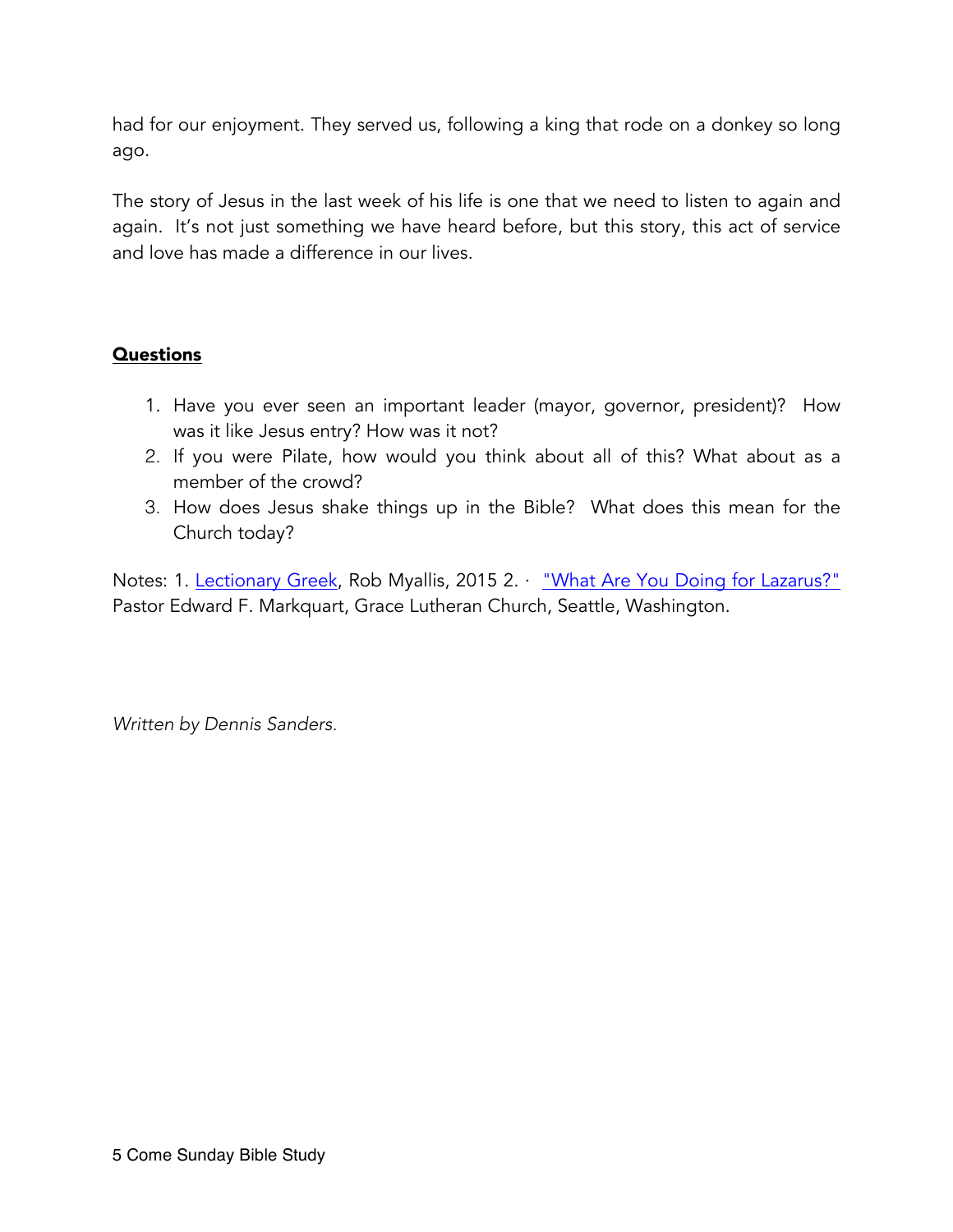had for our enjoyment. They served us, following a king that rode on a donkey so long ago.

The story of Jesus in the last week of his life is one that we need to listen to again and again. It's not just something we have heard before, but this story, this act of service and love has made a difference in our lives.

## **Questions**

1. Have you ever seen an important leader (mayor, governor, president)? How was it like Jesus entry? How was it not?
2. If you were Pilate, how would you think about all of this? What about as a member of the crowd?
3. How does Jesus shake things up in the Bible? What does this mean for the Church today?

Notes: 1. Lectionary Greek, Rob Myallis, 2015 2. · "What Are You Doing for Lazarus?" Pastor Edward F. Markquart, Grace Lutheran Church, Seattle, Washington.

*Written by Dennis Sanders.*